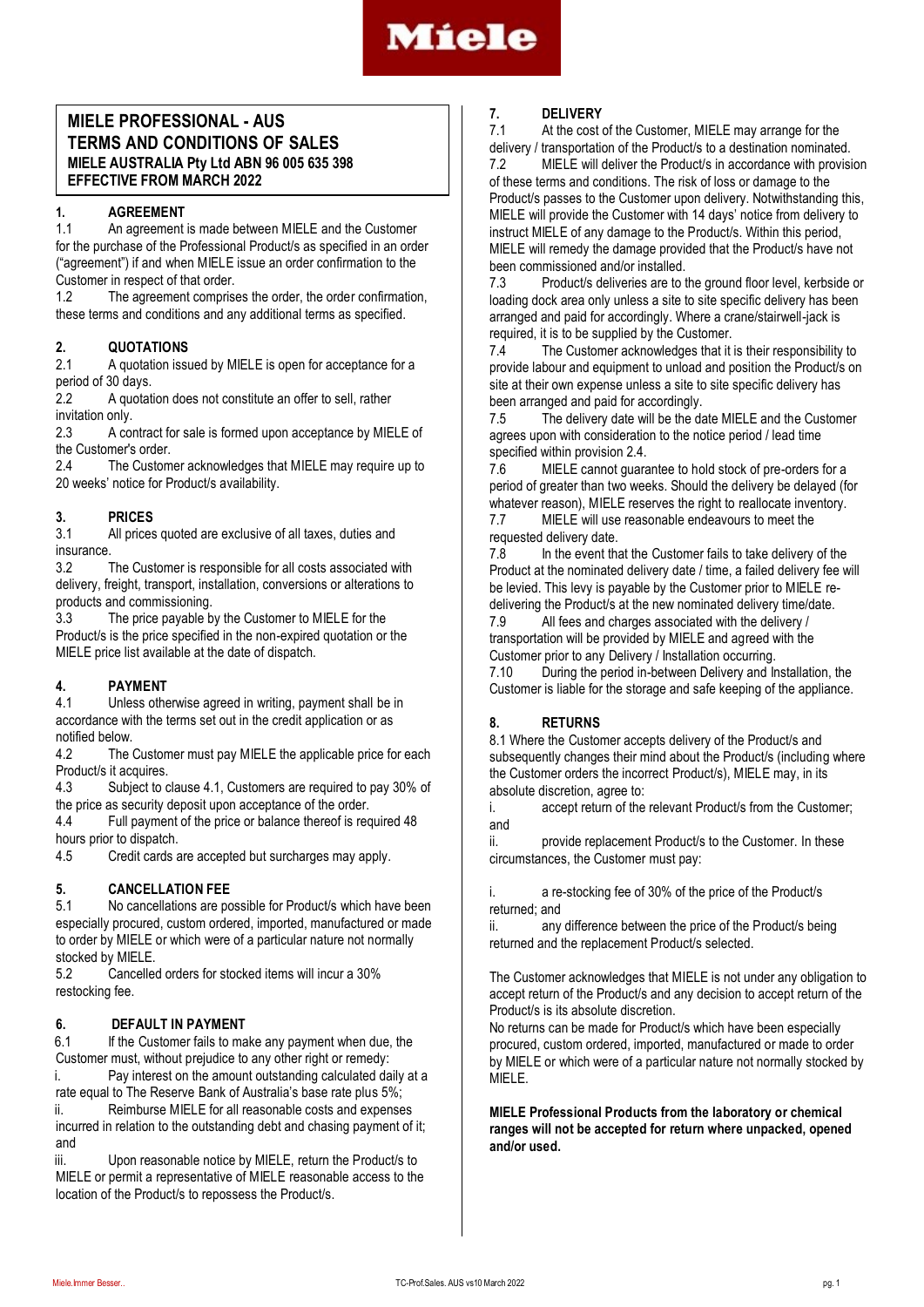# MIELE PROFESSIONAL - AUS
# TERMS AND CONDITIONS OF SALES

**MIELE AUSTRALIA Pty Ltd ABN 96 005 635 398**
**EFFECTIVE FROM MARCH 2022**

## 1. AGREEMENT

1.1 An agreement is made between MIELE and the Customer for the purchase of the Professional Product/s as specified in an order ("agreement") if and when MIELE issue an order confirmation to the Customer in respect of that order.

1.2 The agreement comprises the order, the order confirmation, these terms and conditions and any additional terms as specified.

## 2. QUOTATIONS

2.1 A quotation issued by MIELE is open for acceptance for a period of 30 days.

2.2 A quotation does not constitute an offer to sell, rather invitation only.

2.3 A contract for sale is formed upon acceptance by MIELE of the Customer's order.

2.4 The Customer acknowledges that MIELE may require up to 20 weeks' notice for Product/s availability.

## 3. PRICES

3.1 All prices quoted are exclusive of all taxes, duties and insurance.

3.2 The Customer is responsible for all costs associated with delivery, freight, transport, installation, conversions or alterations to products and commissioning.

3.3 The price payable by the Customer to MIELE for the Product/s is the price specified in the non-expired quotation or the MIELE price list available at the date of dispatch.

## 4. PAYMENT

4.1 Unless otherwise agreed in writing, payment shall be in accordance with the terms set out in the credit application or as notified below.

4.2 The Customer must pay MIELE the applicable price for each Product/s it acquires.

4.3 Subject to clause 4.1, Customers are required to pay 30% of the price as security deposit upon acceptance of the order.

4.4 Full payment of the price or balance thereof is required 48 hours prior to dispatch.

4.5 Credit cards are accepted but surcharges may apply.

## 5. CANCELLATION FEE

5.1 No cancellations are possible for Product/s which have been especially procured, custom ordered, imported, manufactured or made to order by MIELE or which were of a particular nature not normally stocked by MIELE.

5.2 Cancelled orders for stocked items will incur a 30% restocking fee.

## 6. DEFAULT IN PAYMENT

6.1 If the Customer fails to make any payment when due, the Customer must, without prejudice to any other right or remedy:

i. Pay interest on the amount outstanding calculated daily at a rate equal to The Reserve Bank of Australia's base rate plus 5%;

ii. Reimburse MIELE for all reasonable costs and expenses incurred in relation to the outstanding debt and chasing payment of it; and

iii. Upon reasonable notice by MIELE, return the Product/s to MIELE or permit a representative of MIELE reasonable access to the location of the Product/s to repossess the Product/s.

## 7. DELIVERY

7.1 At the cost of the Customer, MIELE may arrange for the delivery / transportation of the Product/s to a destination nominated.

7.2 MIELE will deliver the Product/s in accordance with provision of these terms and conditions. The risk of loss or damage to the Product/s passes to the Customer upon delivery. Notwithstanding this, MIELE will provide the Customer with 14 days' notice from delivery to instruct MIELE of any damage to the Product/s. Within this period, MIELE will remedy the damage provided that the Product/s have not been commissioned and/or installed.

7.3 Product/s deliveries are to the ground floor level, kerbside or loading dock area only unless a site to site specific delivery has been arranged and paid for accordingly. Where a crane/stairwell-jack is required, it is to be supplied by the Customer.

7.4 The Customer acknowledges that it is their responsibility to provide labour and equipment to unload and position the Product/s on site at their own expense unless a site to site specific delivery has been arranged and paid for accordingly.

7.5 The delivery date will be the date MIELE and the Customer agrees upon with consideration to the notice period / lead time specified within provision 2.4.

7.6 MIELE cannot guarantee to hold stock of pre-orders for a period of greater than two weeks. Should the delivery be delayed (for whatever reason), MIELE reserves the right to reallocate inventory.

7.7 MIELE will use reasonable endeavours to meet the requested delivery date.

7.8 In the event that the Customer fails to take delivery of the Product at the nominated delivery date / time, a failed delivery fee will be levied. This levy is payable by the Customer prior to MIELE re-delivering the Product/s at the new nominated delivery time/date.

7.9 All fees and charges associated with the delivery / transportation will be provided by MIELE and agreed with the Customer prior to any Delivery / Installation occurring.

7.10 During the period in-between Delivery and Installation, the Customer is liable for the storage and safe keeping of the appliance.

## 8. RETURNS

8.1 Where the Customer accepts delivery of the Product/s and subsequently changes their mind about the Product/s (including where the Customer orders the incorrect Product/s), MIELE may, in its absolute discretion, agree to:

i. accept return of the relevant Product/s from the Customer; and

ii. provide replacement Product/s to the Customer. In these circumstances, the Customer must pay:

i. a re-stocking fee of 30% of the price of the Product/s returned; and

ii. any difference between the price of the Product/s being returned and the replacement Product/s selected.

The Customer acknowledges that MIELE is not under any obligation to accept return of the Product/s and any decision to accept return of the Product/s is its absolute discretion.

No returns can be made for Product/s which have been especially procured, custom ordered, imported, manufactured or made to order by MIELE or which were of a particular nature not normally stocked by MIELE.

**MIELE Professional Products from the laboratory or chemical ranges will not be accepted for return where unpacked, opened and/or used.**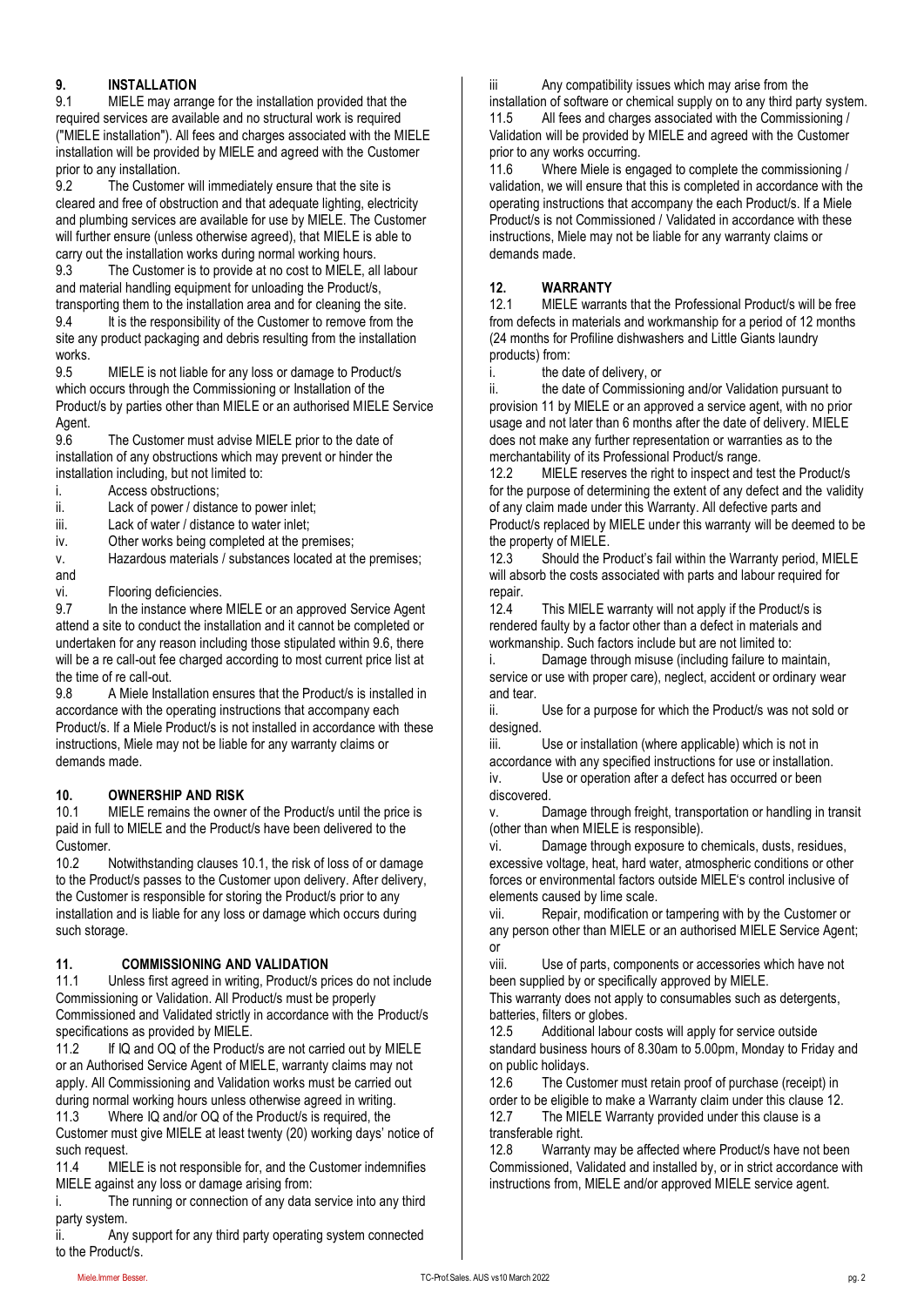## 9. INSTALLATION

9.1 MIELE may arrange for the installation provided that the required services are available and no structural work is required ("MIELE installation"). All fees and charges associated with the MIELE installation will be provided by MIELE and agreed with the Customer prior to any installation.

9.2 The Customer will immediately ensure that the site is cleared and free of obstruction and that adequate lighting, electricity and plumbing services are available for use by MIELE. The Customer will further ensure (unless otherwise agreed), that MIELE is able to carry out the installation works during normal working hours.

9.3 The Customer is to provide at no cost to MIELE, all labour and material handling equipment for unloading the Product/s, transporting them to the installation area and for cleaning the site.

9.4 It is the responsibility of the Customer to remove from the site any product packaging and debris resulting from the installation works.

9.5 MIELE is not liable for any loss or damage to Product/s which occurs through the Commissioning or Installation of the Product/s by parties other than MIELE or an authorised MIELE Service Agent.

9.6 The Customer must advise MIELE prior to the date of installation of any obstructions which may prevent or hinder the installation including, but not limited to:

i. Access obstructions;
ii. Lack of power / distance to power inlet;
iii. Lack of water / distance to water inlet;
iv. Other works being completed at the premises;
v. Hazardous materials / substances located at the premises; and
vi. Flooring deficiencies.

9.7 In the instance where MIELE or an approved Service Agent attend a site to conduct the installation and it cannot be completed or undertaken for any reason including those stipulated within 9.6, there will be a re call-out fee charged according to most current price list at the time of re call-out.

9.8 A Miele Installation ensures that the Product/s is installed in accordance with the operating instructions that accompany each Product/s. If a Miele Product/s is not installed in accordance with these instructions, Miele may not be liable for any warranty claims or demands made.

## 10. OWNERSHIP AND RISK

10.1 MIELE remains the owner of the Product/s until the price is paid in full to MIELE and the Product/s have been delivered to the Customer.

10.2 Notwithstanding clauses 10.1, the risk of loss of or damage to the Product/s passes to the Customer upon delivery. After delivery, the Customer is responsible for storing the Product/s prior to any installation and is liable for any loss or damage which occurs during such storage.

## 11. COMMISSIONING AND VALIDATION

11.1 Unless first agreed in writing, Product/s prices do not include Commissioning or Validation. All Product/s must be properly Commissioned and Validated strictly in accordance with the Product/s specifications as provided by MIELE.

11.2 If IQ and OQ of the Product/s are not carried out by MIELE or an Authorised Service Agent of MIELE, warranty claims may not apply. All Commissioning and Validation works must be carried out during normal working hours unless otherwise agreed in writing.

11.3 Where IQ and/or OQ of the Product/s is required, the Customer must give MIELE at least twenty (20) working days' notice of such request.

11.4 MIELE is not responsible for, and the Customer indemnifies MIELE against any loss or damage arising from:

i. The running or connection of any data service into any third party system.
ii. Any support for any third party operating system connected to the Product/s.
iii Any compatibility issues which may arise from the installation of software or chemical supply on to any third party system.

11.5 All fees and charges associated with the Commissioning / Validation will be provided by MIELE and agreed with the Customer prior to any works occurring.

11.6 Where Miele is engaged to complete the commissioning / validation, we will ensure that this is completed in accordance with the operating instructions that accompany the each Product/s. If a Miele Product/s is not Commissioned / Validated in accordance with these instructions, Miele may not be liable for any warranty claims or demands made.

## 12. WARRANTY

12.1 MIELE warrants that the Professional Product/s will be free from defects in materials and workmanship for a period of 12 months (24 months for Profiline dishwashers and Little Giants laundry products) from:

i. the date of delivery, or
ii. the date of Commissioning and/or Validation pursuant to provision 11 by MIELE or an approved a service agent, with no prior usage and not later than 6 months after the date of delivery. MIELE does not make any further representation or warranties as to the merchantability of its Professional Product/s range.

12.2 MIELE reserves the right to inspect and test the Product/s for the purpose of determining the extent of any defect and the validity of any claim made under this Warranty. All defective parts and Product/s replaced by MIELE under this warranty will be deemed to be the property of MIELE.

12.3 Should the Product's fail within the Warranty period, MIELE will absorb the costs associated with parts and labour required for repair.

12.4 This MIELE warranty will not apply if the Product/s is rendered faulty by a factor other than a defect in materials and workmanship. Such factors include but are not limited to:

i. Damage through misuse (including failure to maintain, service or use with proper care), neglect, accident or ordinary wear and tear.
ii. Use for a purpose for which the Product/s was not sold or designed.
iii. Use or installation (where applicable) which is not in accordance with any specified instructions for use or installation.
iv. Use or operation after a defect has occurred or been discovered.
v. Damage through freight, transportation or handling in transit (other than when MIELE is responsible).
vi. Damage through exposure to chemicals, dusts, residues, excessive voltage, heat, hard water, atmospheric conditions or other forces or environmental factors outside MIELE's control inclusive of elements caused by lime scale.
vii. Repair, modification or tampering with by the Customer or any person other than MIELE or an authorised MIELE Service Agent; or
viii. Use of parts, components or accessories which have not been supplied by or specifically approved by MIELE.

This warranty does not apply to consumables such as detergents, batteries, filters or globes.

12.5 Additional labour costs will apply for service outside standard business hours of 8.30am to 5.00pm, Monday to Friday and on public holidays.

12.6 The Customer must retain proof of purchase (receipt) in order to be eligible to make a Warranty claim under this clause 12.

12.7 The MIELE Warranty provided under this clause is a transferable right.

12.8 Warranty may be affected where Product/s have not been Commissioned, Validated and installed by, or in strict accordance with instructions from, MIELE and/or approved MIELE service agent.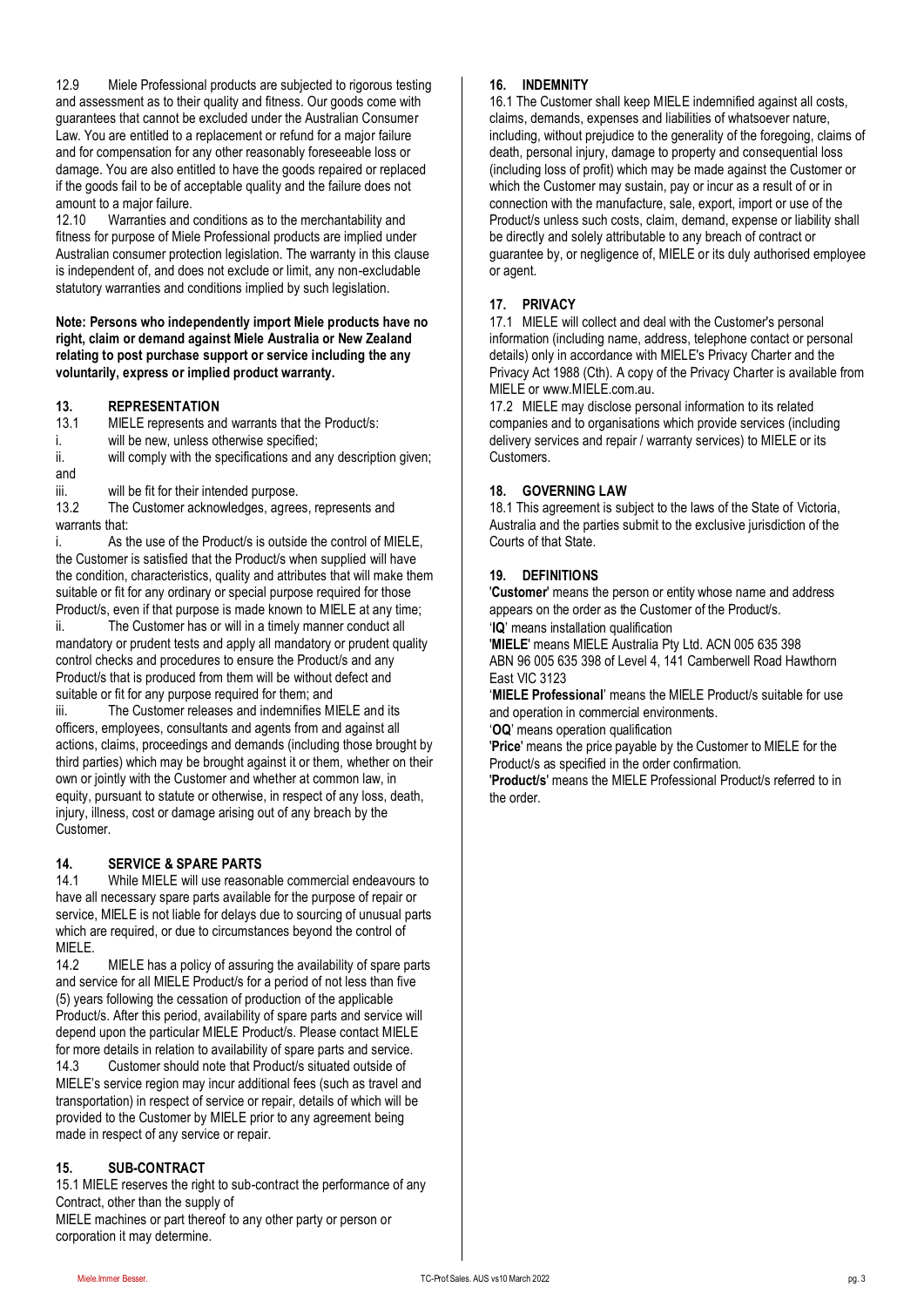12.9 Miele Professional products are subjected to rigorous testing and assessment as to their quality and fitness. Our goods come with guarantees that cannot be excluded under the Australian Consumer Law. You are entitled to a replacement or refund for a major failure and for compensation for any other reasonably foreseeable loss or damage. You are also entitled to have the goods repaired or replaced if the goods fail to be of acceptable quality and the failure does not amount to a major failure.

12.10 Warranties and conditions as to the merchantability and fitness for purpose of Miele Professional products are implied under Australian consumer protection legislation. The warranty in this clause is independent of, and does not exclude or limit, any non-excludable statutory warranties and conditions implied by such legislation.

**Note: Persons who independently import Miele products have no right, claim or demand against Miele Australia or New Zealand relating to post purchase support or service including the any voluntarily, express or implied product warranty.**

## 13. REPRESENTATION

13.1 MIELE represents and warrants that the Product/s:

i. will be new, unless otherwise specified;

ii. will comply with the specifications and any description given; and

iii. will be fit for their intended purpose.

13.2 The Customer acknowledges, agrees, represents and warrants that:

i. As the use of the Product/s is outside the control of MIELE, the Customer is satisfied that the Product/s when supplied will have the condition, characteristics, quality and attributes that will make them suitable or fit for any ordinary or special purpose required for those Product/s, even if that purpose is made known to MIELE at any time;

ii. The Customer has or will in a timely manner conduct all mandatory or prudent tests and apply all mandatory or prudent quality control checks and procedures to ensure the Product/s and any Product/s that is produced from them will be without defect and suitable or fit for any purpose required for them; and

iii. The Customer releases and indemnifies MIELE and its officers, employees, consultants and agents from and against all actions, claims, proceedings and demands (including those brought by third parties) which may be brought against it or them, whether on their own or jointly with the Customer and whether at common law, in equity, pursuant to statute or otherwise, in respect of any loss, death, injury, illness, cost or damage arising out of any breach by the Customer.

## 14. SERVICE & SPARE PARTS

14.1 While MIELE will use reasonable commercial endeavours to have all necessary spare parts available for the purpose of repair or service, MIELE is not liable for delays due to sourcing of unusual parts which are required, or due to circumstances beyond the control of MIELE.

14.2 MIELE has a policy of assuring the availability of spare parts and service for all MIELE Product/s for a period of not less than five (5) years following the cessation of production of the applicable Product/s. After this period, availability of spare parts and service will depend upon the particular MIELE Product/s. Please contact MIELE for more details in relation to availability of spare parts and service.

14.3 Customer should note that Product/s situated outside of MIELE's service region may incur additional fees (such as travel and transportation) in respect of service or repair, details of which will be provided to the Customer by MIELE prior to any agreement being made in respect of any service or repair.

## 15. SUB-CONTRACT

15.1 MIELE reserves the right to sub-contract the performance of any Contract, other than the supply of MIELE machines or part thereof to any other party or person or corporation it may determine.

## 16. INDEMNITY

16.1 The Customer shall keep MIELE indemnified against all costs, claims, demands, expenses and liabilities of whatsoever nature, including, without prejudice to the generality of the foregoing, claims of death, personal injury, damage to property and consequential loss (including loss of profit) which may be made against the Customer or which the Customer may sustain, pay or incur as a result of or in connection with the manufacture, sale, export, import or use of the Product/s unless such costs, claim, demand, expense or liability shall be directly and solely attributable to any breach of contract or guarantee by, or negligence of, MIELE or its duly authorised employee or agent.

## 17. PRIVACY

17.1 MIELE will collect and deal with the Customer's personal information (including name, address, telephone contact or personal details) only in accordance with MIELE's Privacy Charter and the Privacy Act 1988 (Cth). A copy of the Privacy Charter is available from MIELE or www.MIELE.com.au.

17.2 MIELE may disclose personal information to its related companies and to organisations which provide services (including delivery services and repair / warranty services) to MIELE or its Customers.

## 18. GOVERNING LAW

18.1 This agreement is subject to the laws of the State of Victoria, Australia and the parties submit to the exclusive jurisdiction of the Courts of that State.

## 19. DEFINITIONS

'**Customer**' means the person or entity whose name and address appears on the order as the Customer of the Product/s.

'**IQ**' means installation qualification

'**MIELE**' means MIELE Australia Pty Ltd. ACN 005 635 398 ABN 96 005 635 398 of Level 4, 141 Camberwell Road Hawthorn East VIC 3123

'**MIELE Professional**' means the MIELE Product/s suitable for use and operation in commercial environments.

'**OQ**' means operation qualification

'**Price**' means the price payable by the Customer to MIELE for the Product/s as specified in the order confirmation.

'**Product/s**' means the MIELE Professional Product/s referred to in the order.